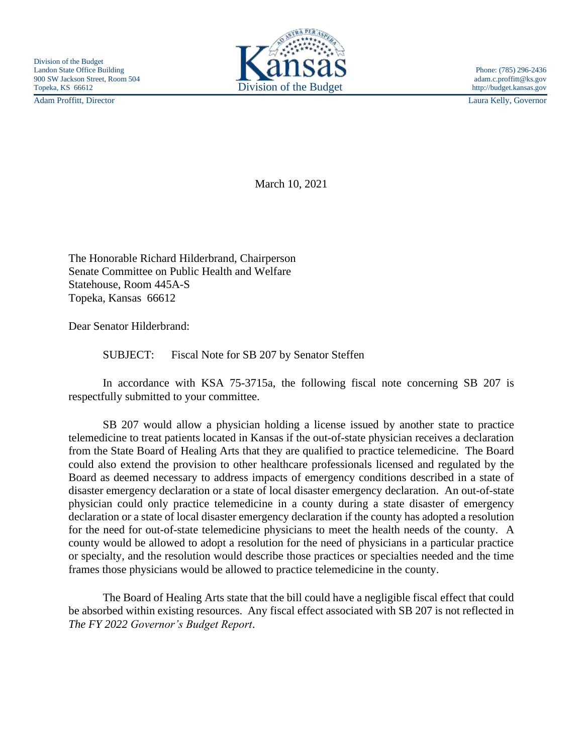Division of the Budget
Landon State Office Building
900 SW Jackson Street, Room 504
Topeka, KS 66612

Kansas
Division of the Budget

Phone: (785) 296-2436
adam.c.proffitt@ks.gov
http://budget.kansas.gov

Adam Proffitt, Director

Laura Kelly, Governor

March 10, 2021

The Honorable Richard Hilderbrand, Chairperson
Senate Committee on Public Health and Welfare
Statehouse, Room 445A-S
Topeka, Kansas 66612

Dear Senator Hilderbrand:

SUBJECT: Fiscal Note for SB 207 by Senator Steffen

In accordance with KSA 75-3715a, the following fiscal note concerning SB 207 is respectfully submitted to your committee.

SB 207 would allow a physician holding a license issued by another state to practice telemedicine to treat patients located in Kansas if the out-of-state physician receives a declaration from the State Board of Healing Arts that they are qualified to practice telemedicine. The Board could also extend the provision to other healthcare professionals licensed and regulated by the Board as deemed necessary to address impacts of emergency conditions described in a state of disaster emergency declaration or a state of local disaster emergency declaration. An out-of-state physician could only practice telemedicine in a county during a state disaster of emergency declaration or a state of local disaster emergency declaration if the county has adopted a resolution for the need for out-of-state telemedicine physicians to meet the health needs of the county. A county would be allowed to adopt a resolution for the need of physicians in a particular practice or specialty, and the resolution would describe those practices or specialties needed and the time frames those physicians would be allowed to practice telemedicine in the county.

The Board of Healing Arts state that the bill could have a negligible fiscal effect that could be absorbed within existing resources. Any fiscal effect associated with SB 207 is not reflected in *The FY 2022 Governor's Budget Report*.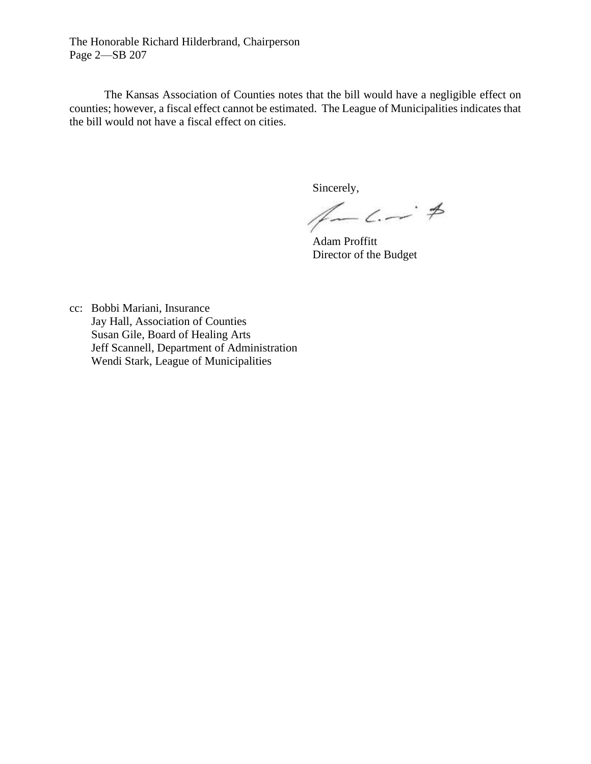The Kansas Association of Counties notes that the bill would have a negligible effect on counties; however, a fiscal effect cannot be estimated. The League of Municipalities indicates that the bill would not have a fiscal effect on cities.

Sincerely,

Adam Proffitt
Director of the Budget

cc: Bobbi Mariani, Insurance
Jay Hall, Association of Counties
Susan Gile, Board of Healing Arts
Jeff Scannell, Department of Administration
Wendi Stark, League of Municipalities